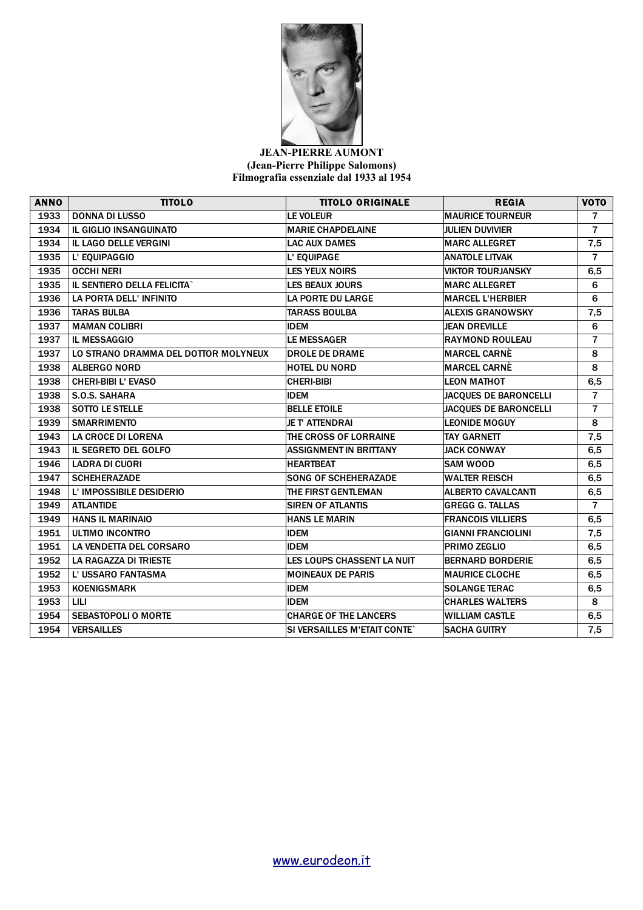**JEAN-PIERRE AUMONT**
**(Jean-Pierre Philippe Salomons)**
**Filmografia essenziale dal 1933 al 1954**

| ANNO | TITOLO | TITOLO ORIGINALE | REGIA | VOTO |
|---|---|---|---|---|
| 1933 | DONNA DI LUSSO | LE VOLEUR | MAURICE TOURNEUR | 7 |
| 1934 | IL GIGLIO INSANGUINATO | MARIE CHAPDELAINE | JULIEN DUVIVIER | 7 |
| 1934 | IL LAGO DELLE VERGINI | LAC AUX DAMES | MARC ALLEGRET | 7,5 |
| 1935 | L' EQUIPAGGIO | L' EQUIPAGE | ANATOLE LITVAK | 7 |
| 1935 | OCCHI NERI | LES YEUX NOIRS | VIKTOR TOURJANSKY | 6,5 |
| 1935 | IL SENTIERO DELLA FELICITA` | LES BEAUX JOURS | MARC ALLEGRET | 6 |
| 1936 | LA PORTA DELL' INFINITO | LA PORTE DU LARGE | MARCEL L'HERBIER | 6 |
| 1936 | TARAS BULBA | TARASS BOULBA | ALEXIS GRANOWSKY | 7,5 |
| 1937 | MAMAN COLIBRI | IDEM | JEAN DREVILLE | 6 |
| 1937 | IL MESSAGGIO | LE MESSAGER | RAYMOND ROULEAU | 7 |
| 1937 | LO STRANO DRAMMA DEL DOTTOR MOLYNEUX | DROLE DE DRAME | MARCEL CARNÈ | 8 |
| 1938 | ALBERGO NORD | HOTEL DU NORD | MARCEL CARNÈ | 8 |
| 1938 | CHERI-BIBI L' EVASO | CHERI-BIBI | LEON MATHOT | 6,5 |
| 1938 | S.O.S. SAHARA | IDEM | JACQUES DE BARONCELLI | 7 |
| 1938 | SOTTO LE STELLE | BELLE ETOILE | JACQUES DE BARONCELLI | 7 |
| 1939 | SMARRIMENTO | JE T' ATTENDRAI | LEONIDE MOGUY | 8 |
| 1943 | LA CROCE DI LORENA | THE CROSS OF LORRAINE | TAY GARNETT | 7,5 |
| 1943 | IL SEGRETO DEL GOLFO | ASSIGNMENT IN BRITTANY | JACK CONWAY | 6,5 |
| 1946 | LADRA DI CUORI | HEARTBEAT | SAM WOOD | 6,5 |
| 1947 | SCHEHERAZADE | SONG OF SCHEHERAZADE | WALTER REISCH | 6,5 |
| 1948 | L' IMPOSSIBILE DESIDERIO | THE FIRST GENTLEMAN | ALBERTO CAVALCANTI | 6,5 |
| 1949 | ATLANTIDE | SIREN OF ATLANTIS | GREGG G. TALLAS | 7 |
| 1949 | HANS IL MARINAIO | HANS LE MARIN | FRANCOIS VILLIERS | 6,5 |
| 1951 | ULTIMO INCONTRO | IDEM | GIANNI FRANCIOLINI | 7,5 |
| 1951 | LA VENDETTA DEL CORSARO | IDEM | PRIMO ZEGLIO | 6,5 |
| 1952 | LA RAGAZZA DI TRIESTE | LES LOUPS CHASSENT LA NUIT | BERNARD BORDERIE | 6,5 |
| 1952 | L' USSARO FANTASMA | MOINEAUX DE PARIS | MAURICE CLOCHE | 6,5 |
| 1953 | KOENIGSMARK | IDEM | SOLANGE TERAC | 6,5 |
| 1953 | LILI | IDEM | CHARLES WALTERS | 8 |
| 1954 | SEBASTOPOLI O MORTE | CHARGE OF THE LANCERS | WILLIAM CASTLE | 6,5 |
| 1954 | VERSAILLES | SI VERSAILLES M'ETAIT CONTE` | SACHA GUITRY | 7,5 |

www.eurodeon.it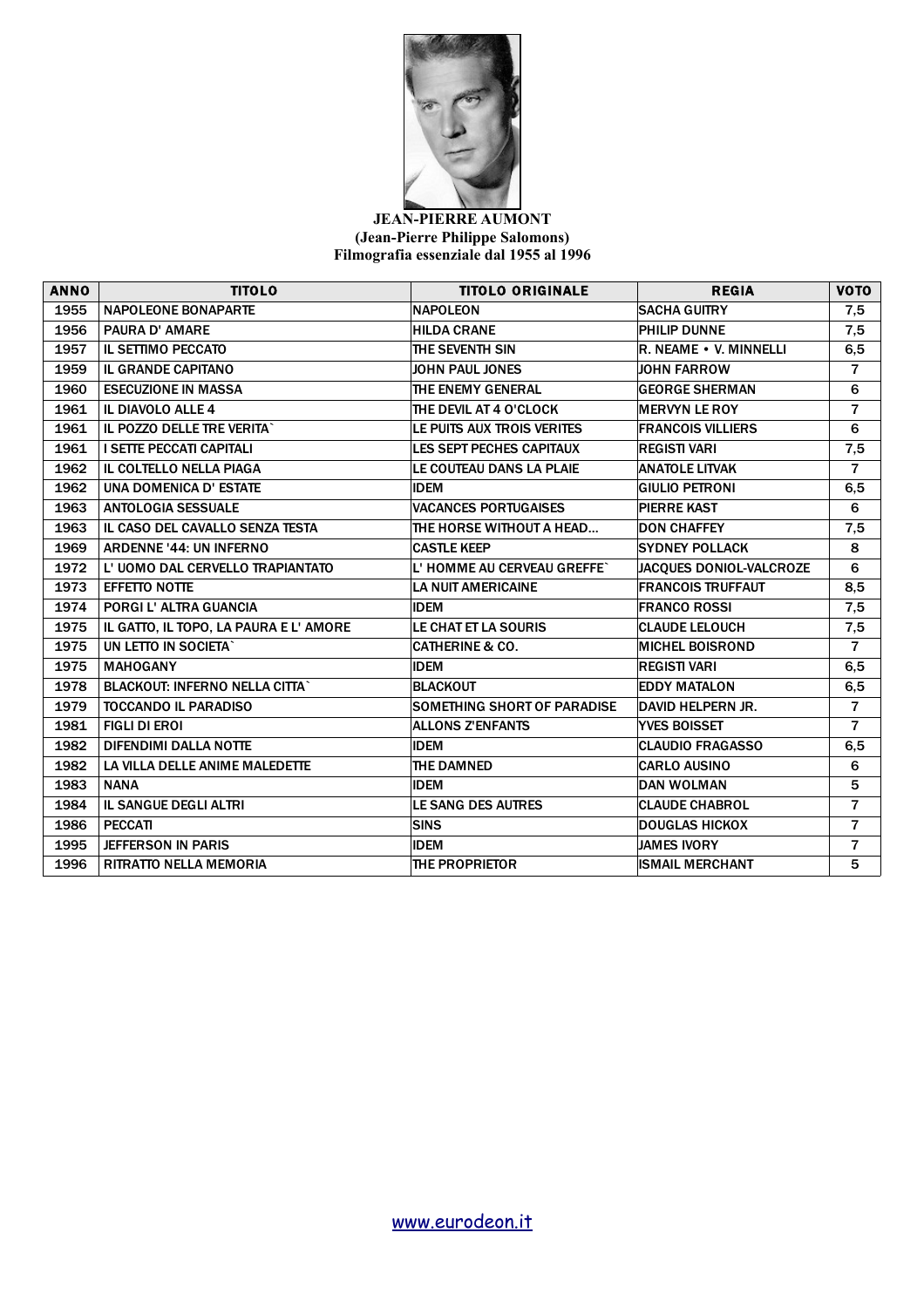**JEAN-PIERRE AUMONT**
**(Jean-Pierre Philippe Salomons)**
**Filmografia essenziale dal 1955 al 1996**

| ANNO | TITOLO | TITOLO ORIGINALE | REGIA | VOTO |
|---|---|---|---|---|
| 1955 | NAPOLEONE BONAPARTE | NAPOLEON | SACHA GUITRY | 7,5 |
| 1956 | PAURA D' AMARE | HILDA CRANE | PHILIP DUNNE | 7,5 |
| 1957 | IL SETTIMO PECCATO | THE SEVENTH SIN | R. NEAME • V. MINNELLI | 6,5 |
| 1959 | IL GRANDE CAPITANO | JOHN PAUL JONES | JOHN FARROW | 7 |
| 1960 | ESECUZIONE IN MASSA | THE ENEMY GENERAL | GEORGE SHERMAN | 6 |
| 1961 | IL DIAVOLO ALLE 4 | THE DEVIL AT 4 O'CLOCK | MERVYN LE ROY | 7 |
| 1961 | IL POZZO DELLE TRE VERITA` | LE PUITS AUX TROIS VERITES | FRANCOIS VILLIERS | 6 |
| 1961 | I SETTE PECCATI CAPITALI | LES SEPT PECHES CAPITAUX | REGISTI VARI | 7,5 |
| 1962 | IL COLTELLO NELLA PIAGA | LE COUTEAU DANS LA PLAIE | ANATOLE LITVAK | 7 |
| 1962 | UNA DOMENICA D' ESTATE | IDEM | GIULIO PETRONI | 6,5 |
| 1963 | ANTOLOGIA SESSUALE | VACANCES PORTUGAISES | PIERRE KAST | 6 |
| 1963 | IL CASO DEL CAVALLO SENZA TESTA | THE HORSE WITHOUT A HEAD... | DON CHAFFEY | 7,5 |
| 1969 | ARDENNE '44: UN INFERNO | CASTLE KEEP | SYDNEY POLLACK | 8 |
| 1972 | L' UOMO DAL CERVELLO TRAPIANTATO | L' HOMME AU CERVEAU GREFFE` | JACQUES DONIOL-VALCROZE | 6 |
| 1973 | EFFETTO NOTTE | LA NUIT AMERICAINE | FRANCOIS TRUFFAUT | 8,5 |
| 1974 | PORGI L' ALTRA GUANCIA | IDEM | FRANCO ROSSI | 7,5 |
| 1975 | IL GATTO, IL TOPO, LA PAURA E L' AMORE | LE CHAT ET LA SOURIS | CLAUDE LELOUCH | 7,5 |
| 1975 | UN LETTO IN SOCIETA` | CATHERINE & CO. | MICHEL BOISROND | 7 |
| 1975 | MAHOGANY | IDEM | REGISTI VARI | 6,5 |
| 1978 | BLACKOUT: INFERNO NELLA CITTA` | BLACKOUT | EDDY MATALON | 6,5 |
| 1979 | TOCCANDO IL PARADISO | SOMETHING SHORT OF PARADISE | DAVID HELPERN JR. | 7 |
| 1981 | FIGLI DI EROI | ALLONS Z'ENFANTS | YVES BOISSET | 7 |
| 1982 | DIFENDIMI DALLA NOTTE | IDEM | CLAUDIO FRAGASSO | 6,5 |
| 1982 | LA VILLA DELLE ANIME MALEDETTE | THE DAMNED | CARLO AUSINO | 6 |
| 1983 | NANA | IDEM | DAN WOLMAN | 5 |
| 1984 | IL SANGUE DEGLI ALTRI | LE SANG DES AUTRES | CLAUDE CHABROL | 7 |
| 1986 | PECCATI | SINS | DOUGLAS HICKOX | 7 |
| 1995 | JEFFERSON IN PARIS | IDEM | JAMES IVORY | 7 |
| 1996 | RITRATTO NELLA MEMORIA | THE PROPRIETOR | ISMAIL MERCHANT | 5 |

www.eurodeon.it